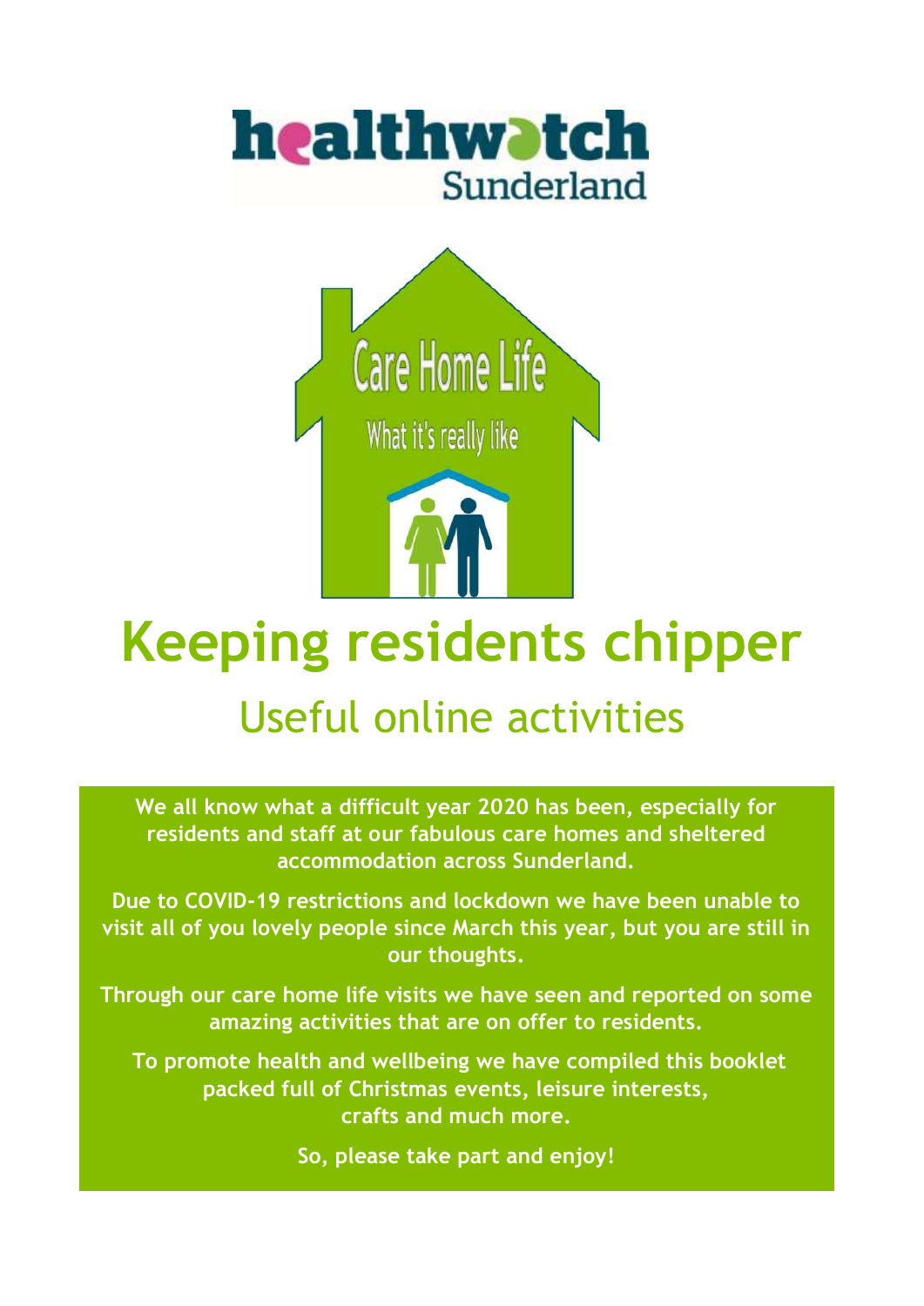healthwatch Sunderland

Care Home Life

What it's really like

# Keeping residents chipper

## Useful online activities

**We all know what a difficult year 2020 has been, especially for residents and staff at our fabulous care homes and sheltered accommodation across Sunderland.**

**Due to COVID-19 restrictions and lockdown we have been unable to visit all of you lovely people since March this year, but you are still in our thoughts.**

**Through our care home life visits we have seen and reported on some amazing activities that are on offer to residents.**

**To promote health and wellbeing we have compiled this booklet packed full of Christmas events, leisure interests, crafts and much more.**

**So, please take part and enjoy!**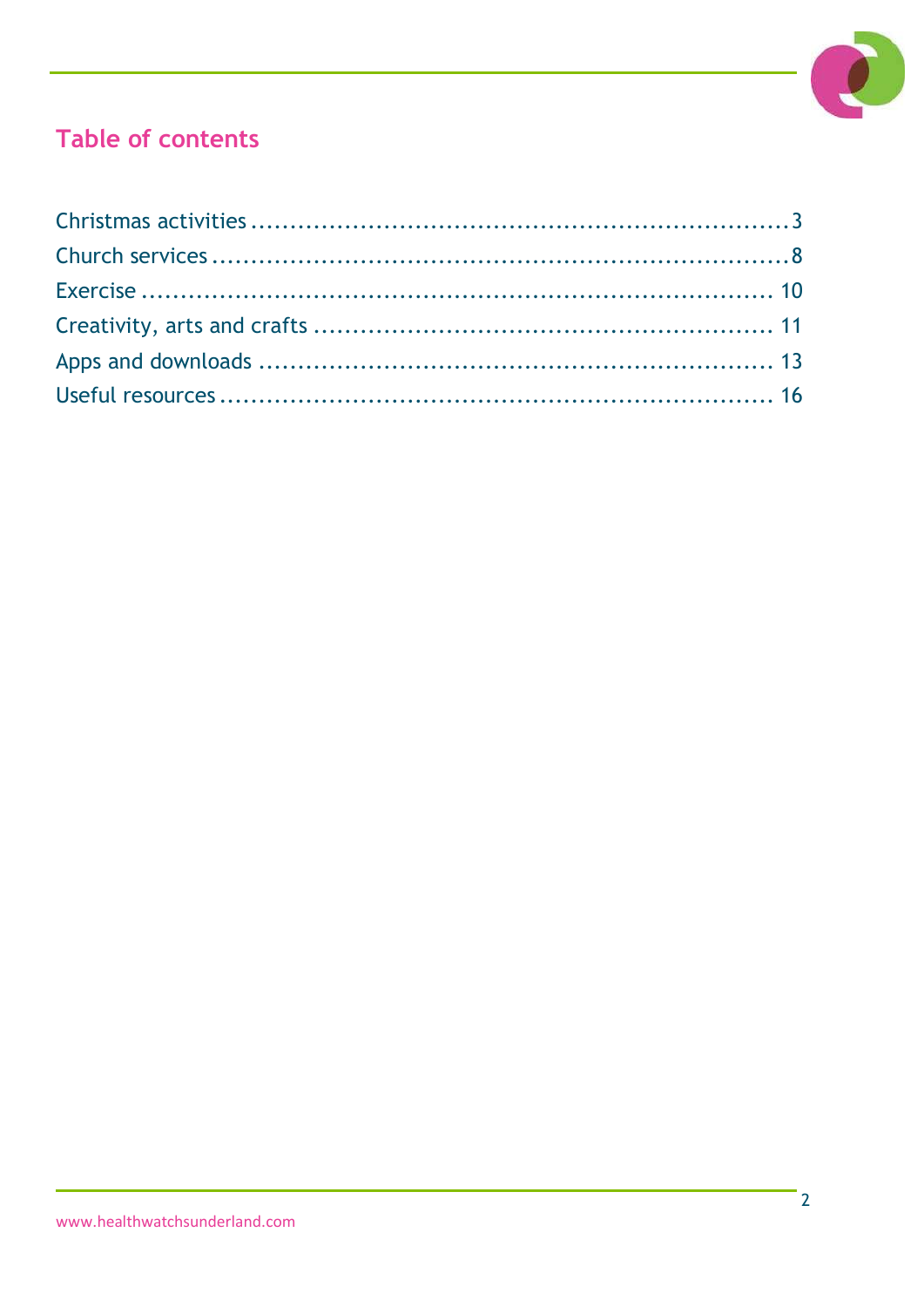## Table of contents

Christmas activities ........................................................... 3
Church services ................................................................. 8
Exercise ........................................................................... 10
Creativity, arts and crafts ................................................. 11
Apps and downloads ......................................................... 13
Useful resources ............................................................... 16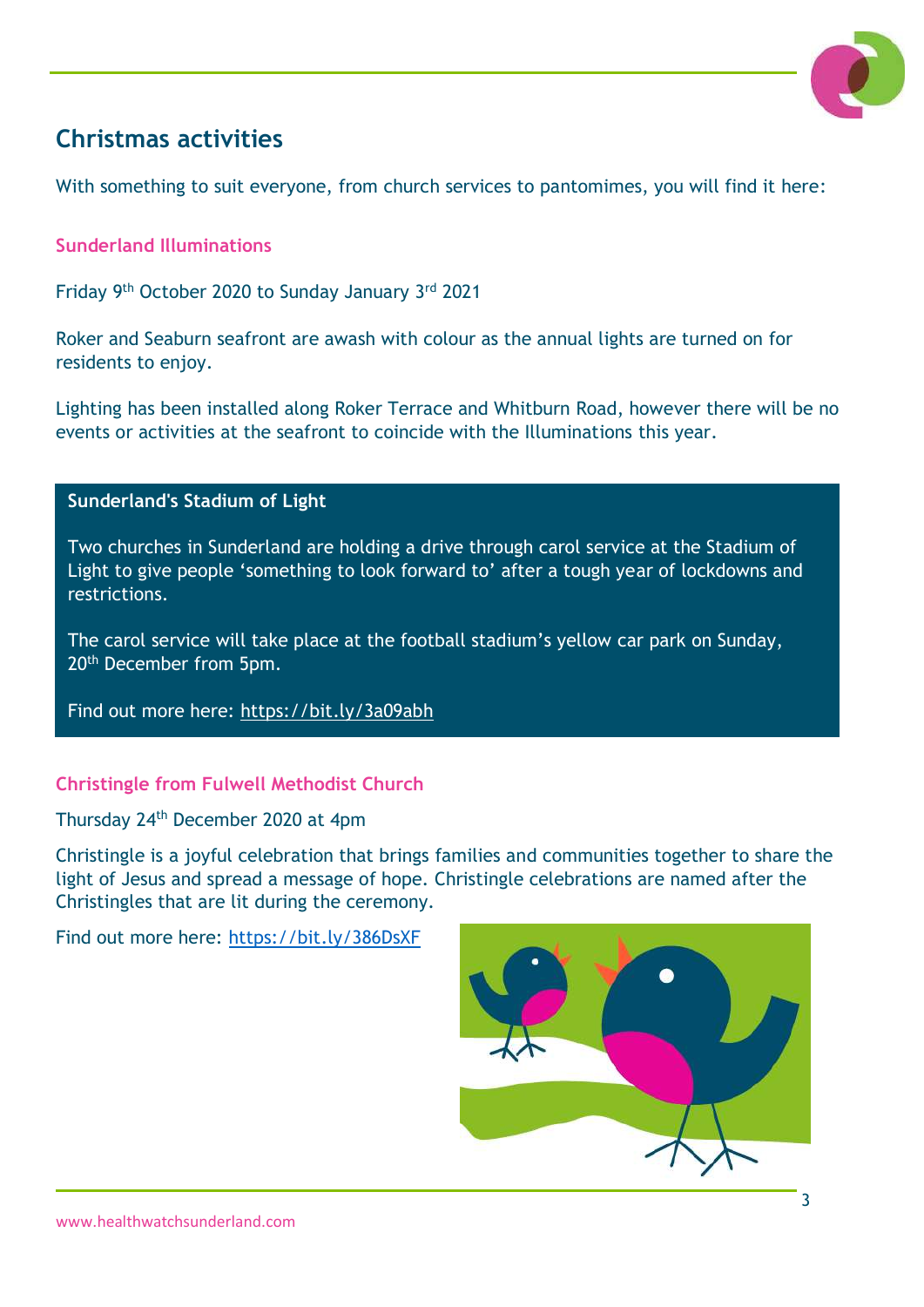## Christmas activities

With something to suit everyone, from church services to pantomimes, you will find it here:

### Sunderland Illuminations

Friday 9th October 2020 to Sunday January 3rd 2021

Roker and Seaburn seafront are awash with colour as the annual lights are turned on for residents to enjoy.

Lighting has been installed along Roker Terrace and Whitburn Road, however there will be no events or activities at the seafront to coincide with the Illuminations this year.

**Sunderland's Stadium of Light**

Two churches in Sunderland are holding a drive through carol service at the Stadium of Light to give people 'something to look forward to' after a tough year of lockdowns and restrictions.

The carol service will take place at the football stadium's yellow car park on Sunday, 20th December from 5pm.

Find out more here: https://bit.ly/3a09abh

### Christingle from Fulwell Methodist Church

Thursday 24th December 2020 at 4pm

Christingle is a joyful celebration that brings families and communities together to share the light of Jesus and spread a message of hope. Christingle celebrations are named after the Christingles that are lit during the ceremony.

Find out more here: https://bit.ly/386DsXF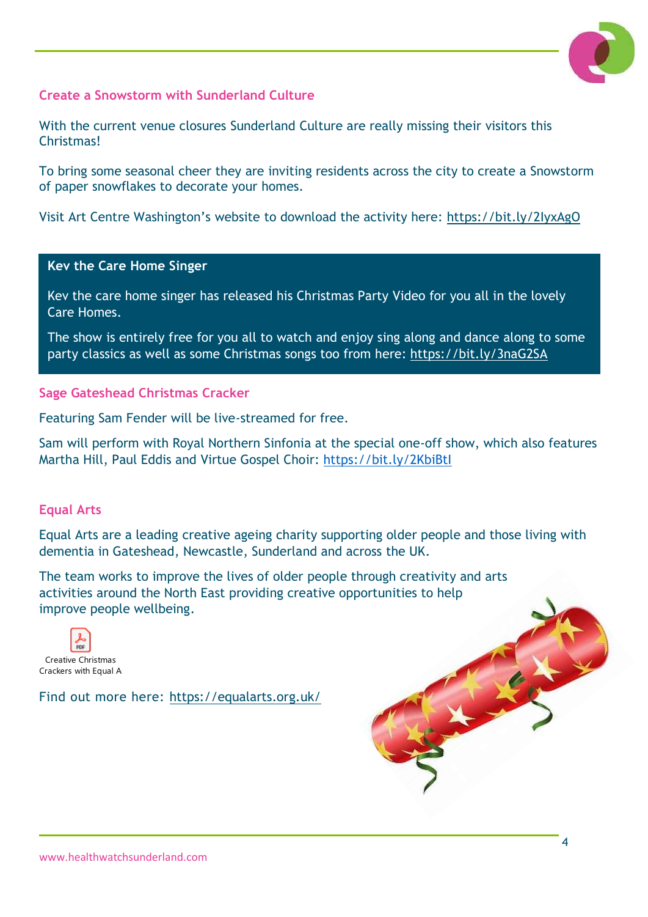## Create a Snowstorm with Sunderland Culture

With the current venue closures Sunderland Culture are really missing their visitors this Christmas!

To bring some seasonal cheer they are inviting residents across the city to create a Snowstorm of paper snowflakes to decorate your homes.

Visit Art Centre Washington's website to download the activity here: https://bit.ly/2IyxAgO

## Kev the Care Home Singer

Kev the care home singer has released his Christmas Party Video for you all in the lovely Care Homes.

The show is entirely free for you all to watch and enjoy sing along and dance along to some party classics as well as some Christmas songs too from here: https://bit.ly/3naG2SA

## Sage Gateshead Christmas Cracker

Featuring Sam Fender will be live-streamed for free.

Sam will perform with Royal Northern Sinfonia at the special one-off show, which also features Martha Hill, Paul Eddis and Virtue Gospel Choir: https://bit.ly/2KbiBtI

## Equal Arts

Equal Arts are a leading creative ageing charity supporting older people and those living with dementia in Gateshead, Newcastle, Sunderland and across the UK.

The team works to improve the lives of older people through creativity and arts activities around the North East providing creative opportunities to help improve people wellbeing.

Creative Christmas Crackers with Equal A

Find out more here: https://equalarts.org.uk/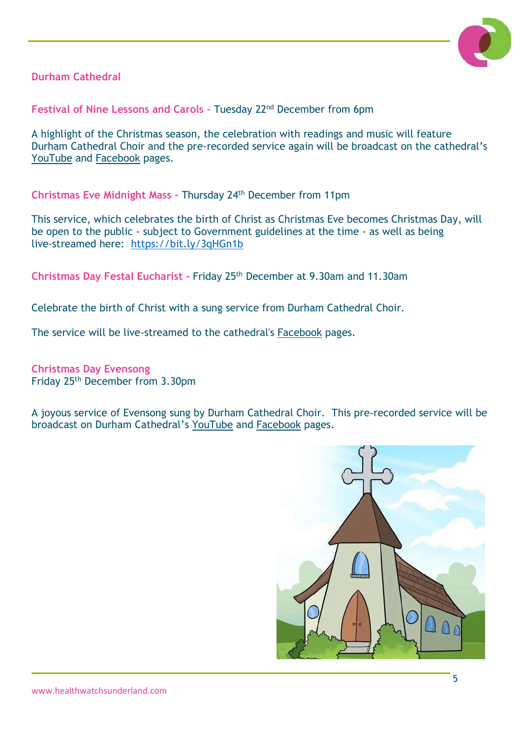## Durham Cathedral

**Festival of Nine Lessons and Carols –** Tuesday 22nd December from 6pm

A highlight of the Christmas season, the celebration with readings and music will feature Durham Cathedral Choir and the pre-recorded service again will be broadcast on the cathedral's YouTube and Facebook pages.

**Christmas Eve Midnight Mass –** Thursday 24th December from 11pm

This service, which celebrates the birth of Christ as Christmas Eve becomes Christmas Day, will be open to the public - subject to Government guidelines at the time - as well as being live-streamed here: https://bit.ly/3qHGn1b

**Christmas Day Festal Eucharist -** Friday 25th December at 9.30am and 11.30am

Celebrate the birth of Christ with a sung service from Durham Cathedral Choir.

The service will be live-streamed to the cathedral's Facebook pages.

**Christmas Day Evensong**
Friday 25th December from 3.30pm

A joyous service of Evensong sung by Durham Cathedral Choir. This pre-recorded service will be broadcast on Durham Cathedral's YouTube and Facebook pages.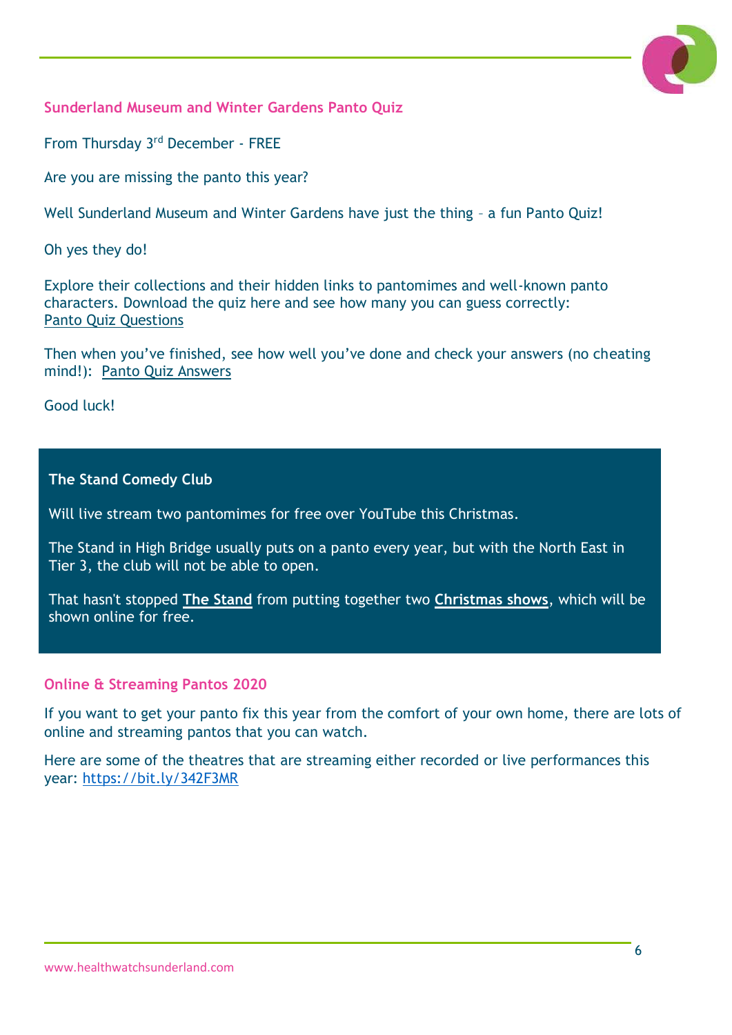## Sunderland Museum and Winter Gardens Panto Quiz

From Thursday 3rd December - FREE

Are you are missing the panto this year?

Well Sunderland Museum and Winter Gardens have just the thing – a fun Panto Quiz!

Oh yes they do!

Explore their collections and their hidden links to pantomimes and well-known panto characters. Download the quiz here and see how many you can guess correctly: Panto Quiz Questions

Then when you've finished, see how well you've done and check your answers (no cheating mind!): Panto Quiz Answers

Good luck!

**The Stand Comedy Club**

Will live stream two pantomimes for free over YouTube this Christmas.

The Stand in High Bridge usually puts on a panto every year, but with the North East in Tier 3, the club will not be able to open.

That hasn't stopped **The Stand** from putting together two **Christmas shows**, which will be shown online for free.

## Online & Streaming Pantos 2020

If you want to get your panto fix this year from the comfort of your own home, there are lots of online and streaming pantos that you can watch.

Here are some of the theatres that are streaming either recorded or live performances this year: https://bit.ly/342F3MR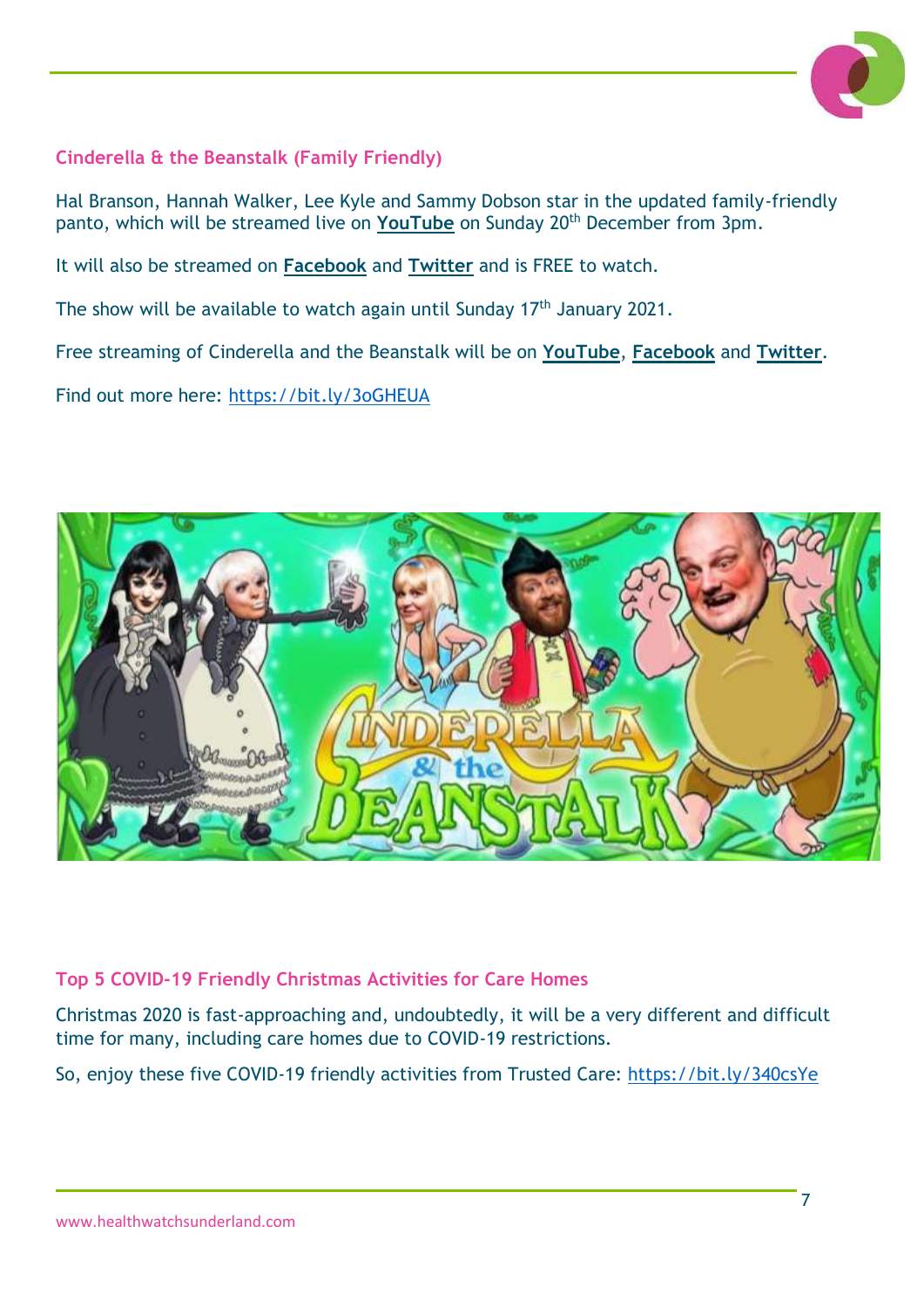## Cinderella & the Beanstalk (Family Friendly)

Hal Branson, Hannah Walker, Lee Kyle and Sammy Dobson star in the updated family-friendly panto, which will be streamed live on **YouTube** on Sunday 20th December from 3pm.

It will also be streamed on **Facebook** and **Twitter** and is FREE to watch.

The show will be available to watch again until Sunday 17th January 2021.

Free streaming of Cinderella and the Beanstalk will be on **YouTube**, **Facebook** and **Twitter**.

Find out more here: https://bit.ly/3oGHEUA

## Top 5 COVID-19 Friendly Christmas Activities for Care Homes

Christmas 2020 is fast-approaching and, undoubtedly, it will be a very different and difficult time for many, including care homes due to COVID-19 restrictions.

So, enjoy these five COVID-19 friendly activities from Trusted Care: https://bit.ly/340csYe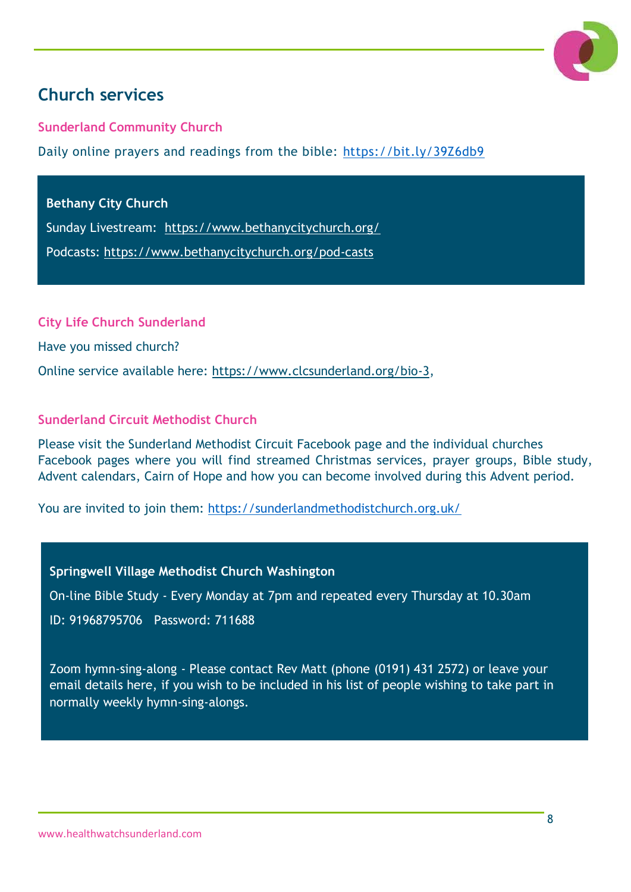## Church services

### Sunderland Community Church

Daily online prayers and readings from the bible: https://bit.ly/39Z6db9

**Bethany City Church**

Sunday Livestream: https://www.bethanycitychurch.org/

Podcasts: https://www.bethanycitychurch.org/pod-casts

### City Life Church Sunderland

Have you missed church?

Online service available here: https://www.clcsunderland.org/bio-3,

### Sunderland Circuit Methodist Church

Please visit the Sunderland Methodist Circuit Facebook page and the individual churches Facebook pages where you will find streamed Christmas services, prayer groups, Bible study, Advent calendars, Cairn of Hope and how you can become involved during this Advent period.

You are invited to join them: https://sunderlandmethodistchurch.org.uk/

**Springwell Village Methodist Church Washington**

On-line Bible Study - Every Monday at 7pm and repeated every Thursday at 10.30am

ID: 91968795706 Password: 711688

Zoom hymn-sing-along - Please contact Rev Matt (phone (0191) 431 2572) or leave your email details here, if you wish to be included in his list of people wishing to take part in normally weekly hymn-sing-alongs.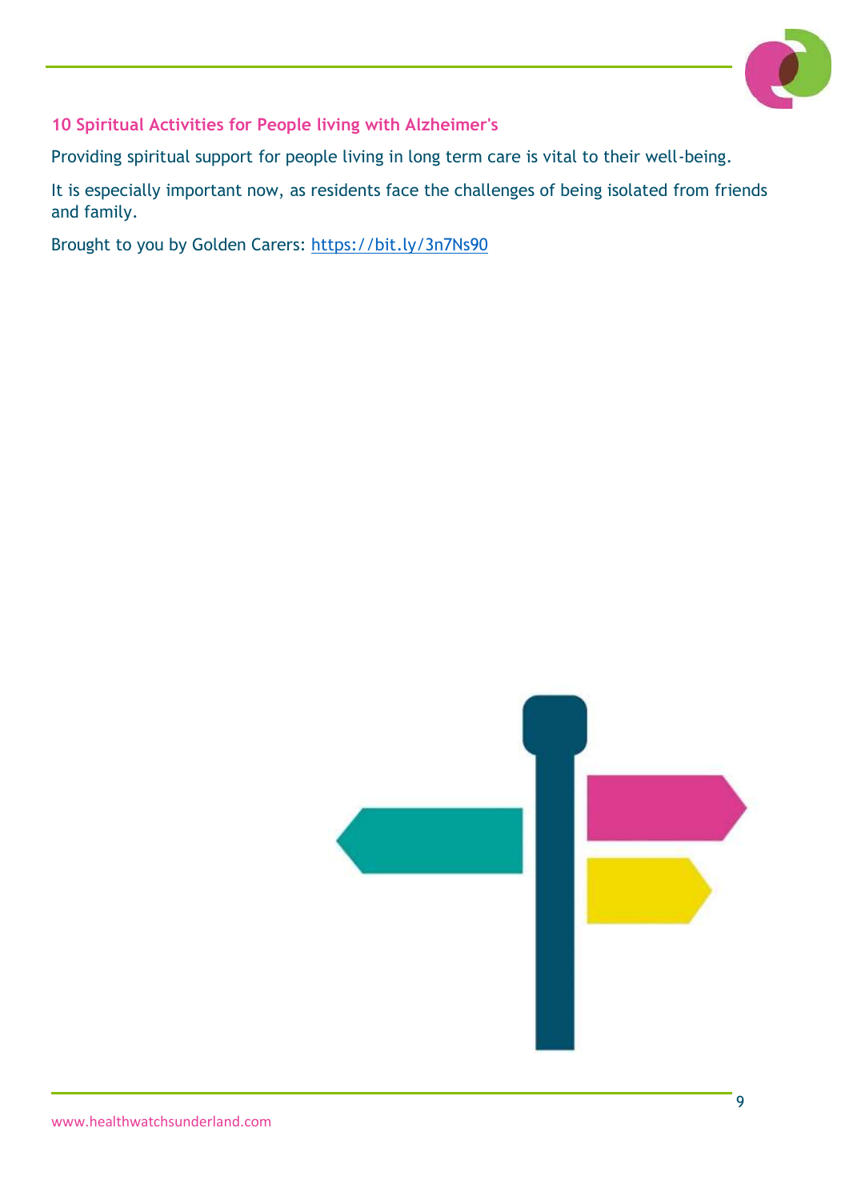## 10 Spiritual Activities for People living with Alzheimer's

Providing spiritual support for people living in long term care is vital to their well-being.

It is especially important now, as residents face the challenges of being isolated from friends and family.

Brought to you by Golden Carers: https://bit.ly/3n7Ns90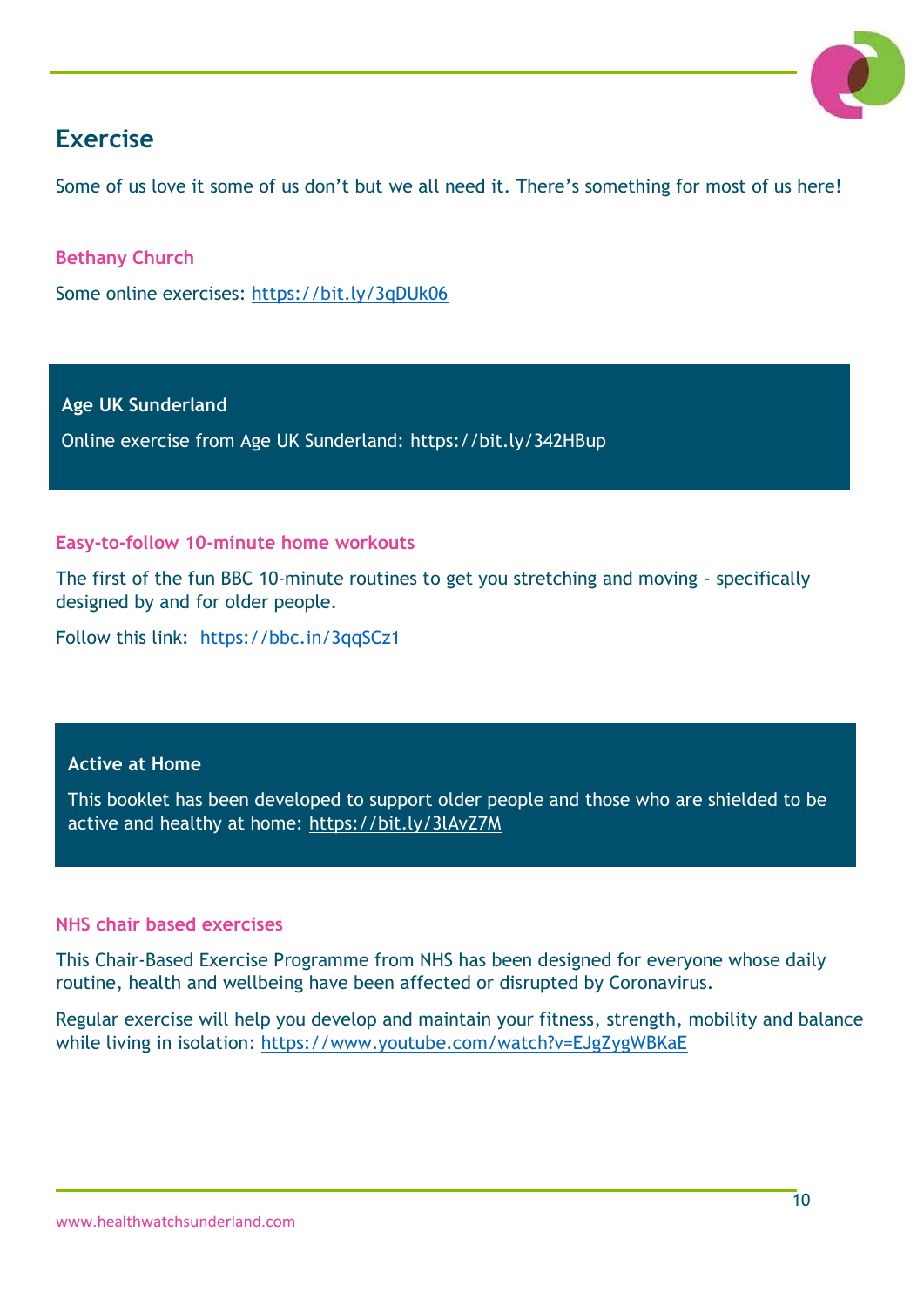## Exercise

Some of us love it some of us don't but we all need it. There's something for most of us here!

### Bethany Church

Some online exercises: https://bit.ly/3qDUk06

### Age UK Sunderland

Online exercise from Age UK Sunderland: https://bit.ly/342HBup

### Easy-to-follow 10-minute home workouts

The first of the fun BBC 10-minute routines to get you stretching and moving - specifically designed by and for older people.

Follow this link: https://bbc.in/3qqSCz1

### Active at Home

This booklet has been developed to support older people and those who are shielded to be active and healthy at home: https://bit.ly/3lAvZ7M

### NHS chair based exercises

This Chair-Based Exercise Programme from NHS has been designed for everyone whose daily routine, health and wellbeing have been affected or disrupted by Coronavirus.

Regular exercise will help you develop and maintain your fitness, strength, mobility and balance while living in isolation: https://www.youtube.com/watch?v=EJgZygWBKaE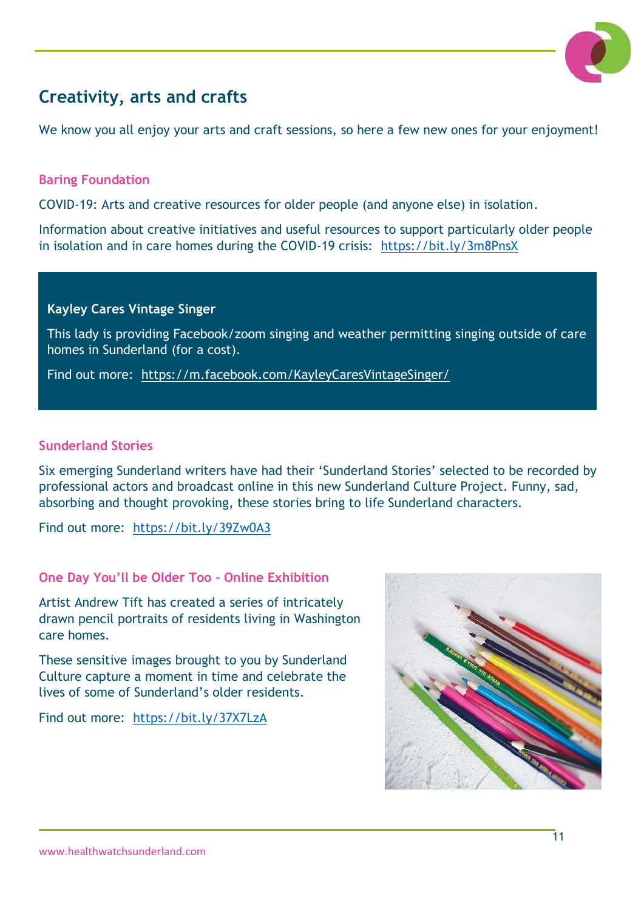# Creativity, arts and crafts

We know you all enjoy your arts and craft sessions, so here a few new ones for your enjoyment!

## Baring Foundation

COVID-19: Arts and creative resources for older people (and anyone else) in isolation.

Information about creative initiatives and useful resources to support particularly older people in isolation and in care homes during the COVID-19 crisis: https://bit.ly/3m8PnsX

### Kayley Cares Vintage Singer

This lady is providing Facebook/zoom singing and weather permitting singing outside of care homes in Sunderland (for a cost).

Find out more: https://m.facebook.com/KayleyCaresVintageSinger/

## Sunderland Stories

Six emerging Sunderland writers have had their 'Sunderland Stories' selected to be recorded by professional actors and broadcast online in this new Sunderland Culture Project. Funny, sad, absorbing and thought provoking, these stories bring to life Sunderland characters.

Find out more: https://bit.ly/39Zw0A3

## One Day You'll be Older Too – Online Exhibition

Artist Andrew Tift has created a series of intricately drawn pencil portraits of residents living in Washington care homes.

These sensitive images brought to you by Sunderland Culture capture a moment in time and celebrate the lives of some of Sunderland's older residents.

Find out more: https://bit.ly/37X7LzA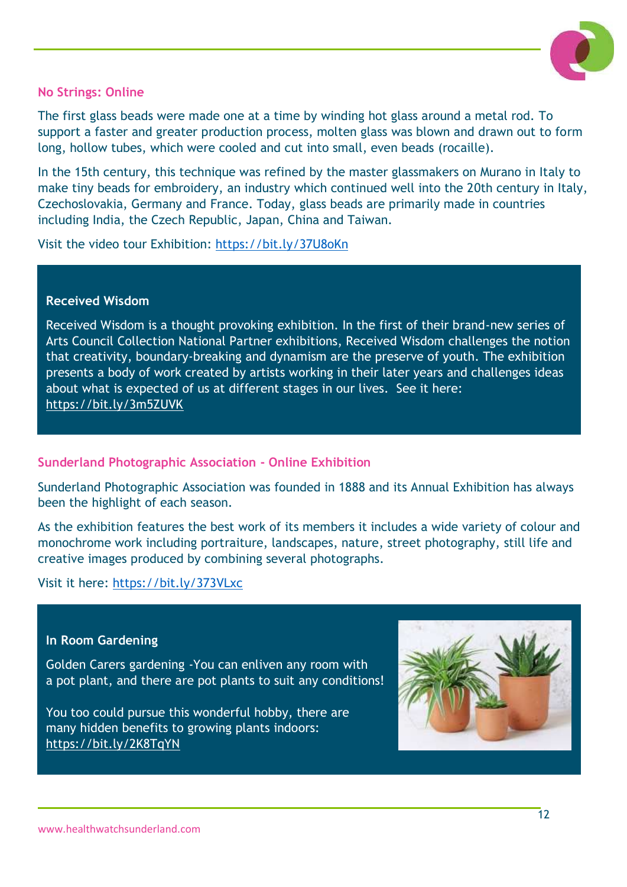## No Strings: Online

The first glass beads were made one at a time by winding hot glass around a metal rod. To support a faster and greater production process, molten glass was blown and drawn out to form long, hollow tubes, which were cooled and cut into small, even beads (rocaille).

In the 15th century, this technique was refined by the master glassmakers on Murano in Italy to make tiny beads for embroidery, an industry which continued well into the 20th century in Italy, Czechoslovakia, Germany and France. Today, glass beads are primarily made in countries including India, the Czech Republic, Japan, China and Taiwan.

Visit the video tour Exhibition: https://bit.ly/37U8oKn

## Received Wisdom

Received Wisdom is a thought provoking exhibition. In the first of their brand-new series of Arts Council Collection National Partner exhibitions, Received Wisdom challenges the notion that creativity, boundary-breaking and dynamism are the preserve of youth. The exhibition presents a body of work created by artists working in their later years and challenges ideas about what is expected of us at different stages in our lives. See it here: https://bit.ly/3m5ZUVK

## Sunderland Photographic Association - Online Exhibition

Sunderland Photographic Association was founded in 1888 and its Annual Exhibition has always been the highlight of each season.

As the exhibition features the best work of its members it includes a wide variety of colour and monochrome work including portraiture, landscapes, nature, street photography, still life and creative images produced by combining several photographs.

Visit it here: https://bit.ly/373VLxc

## In Room Gardening

Golden Carers gardening -You can enliven any room with a pot plant, and there are pot plants to suit any conditions!

You too could pursue this wonderful hobby, there are many hidden benefits to growing plants indoors: https://bit.ly/2K8TqYN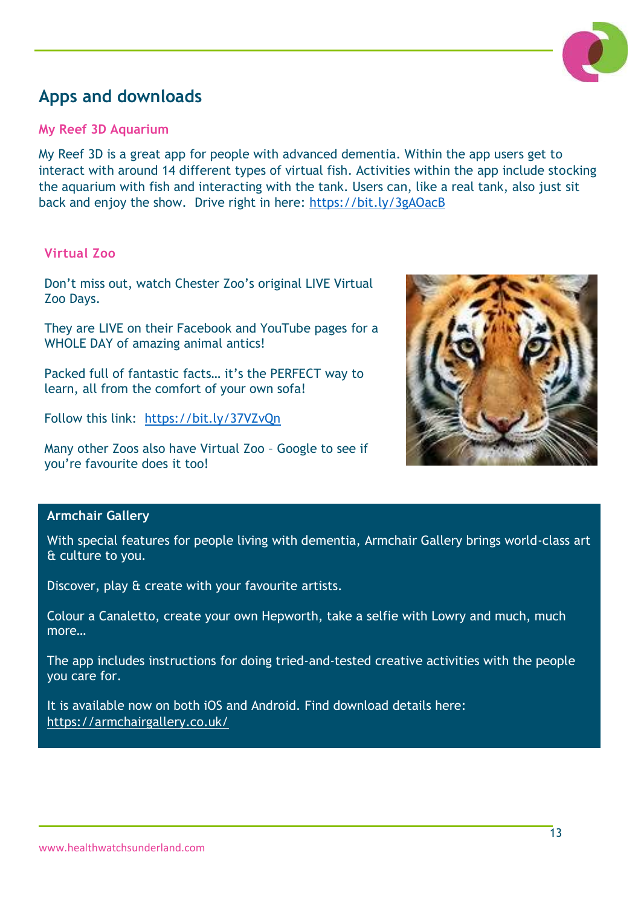# Apps and downloads

## My Reef 3D Aquarium

My Reef 3D is a great app for people with advanced dementia. Within the app users get to interact with around 14 different types of virtual fish. Activities within the app include stocking the aquarium with fish and interacting with the tank. Users can, like a real tank, also just sit back and enjoy the show. Drive right in here: https://bit.ly/3gAOacB

## Virtual Zoo

Don't miss out, watch Chester Zoo's original LIVE Virtual Zoo Days.

They are LIVE on their Facebook and YouTube pages for a WHOLE DAY of amazing animal antics!

Packed full of fantastic facts… it's the PERFECT way to learn, all from the comfort of your own sofa!

Follow this link: https://bit.ly/37VZvQn

Many other Zoos also have Virtual Zoo – Google to see if you're favourite does it too!

**Armchair Gallery**

With special features for people living with dementia, Armchair Gallery brings world-class art & culture to you.

Discover, play & create with your favourite artists.

Colour a Canaletto, create your own Hepworth, take a selfie with Lowry and much, much more…

The app includes instructions for doing tried-and-tested creative activities with the people you care for.

It is available now on both iOS and Android. Find download details here: https://armchairgallery.co.uk/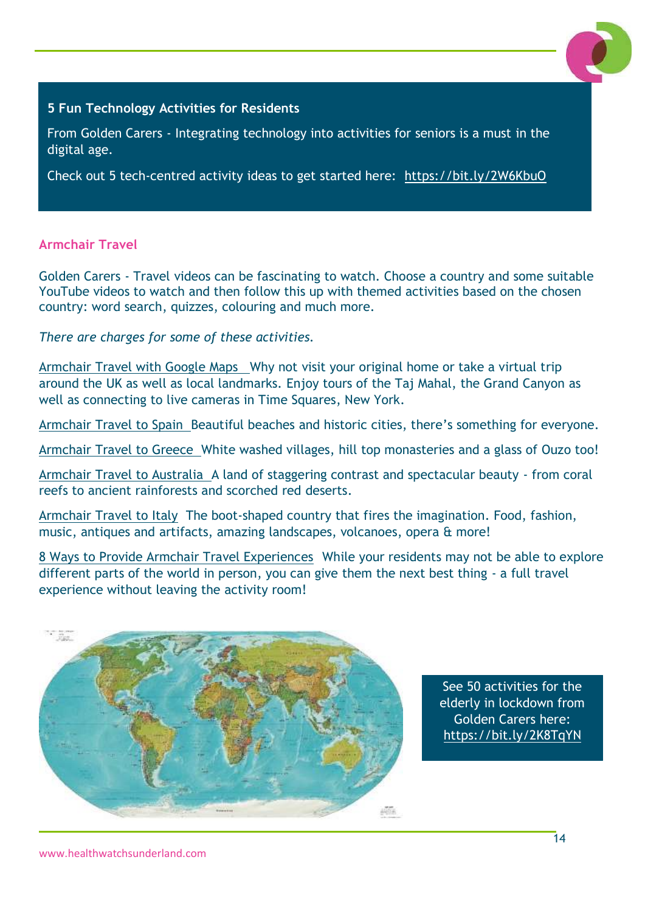**5 Fun Technology Activities for Residents**

From Golden Carers - Integrating technology into activities for seniors is a must in the digital age.

Check out 5 tech-centred activity ideas to get started here: https://bit.ly/2W6KbuO

## Armchair Travel

Golden Carers - Travel videos can be fascinating to watch. Choose a country and some suitable YouTube videos to watch and then follow this up with themed activities based on the chosen country: word search, quizzes, colouring and much more.

*There are charges for some of these activities.*

Armchair Travel with Google Maps Why not visit your original home or take a virtual trip around the UK as well as local landmarks. Enjoy tours of the Taj Mahal, the Grand Canyon as well as connecting to live cameras in Time Squares, New York.

Armchair Travel to Spain Beautiful beaches and historic cities, there's something for everyone.

Armchair Travel to Greece White washed villages, hill top monasteries and a glass of Ouzo too!

Armchair Travel to Australia A land of staggering contrast and spectacular beauty - from coral reefs to ancient rainforests and scorched red deserts.

Armchair Travel to Italy The boot-shaped country that fires the imagination. Food, fashion, music, antiques and artifacts, amazing landscapes, volcanoes, opera & more!

8 Ways to Provide Armchair Travel Experiences While your residents may not be able to explore different parts of the world in person, you can give them the next best thing - a full travel experience without leaving the activity room!

See 50 activities for the elderly in lockdown from Golden Carers here: https://bit.ly/2K8TqYN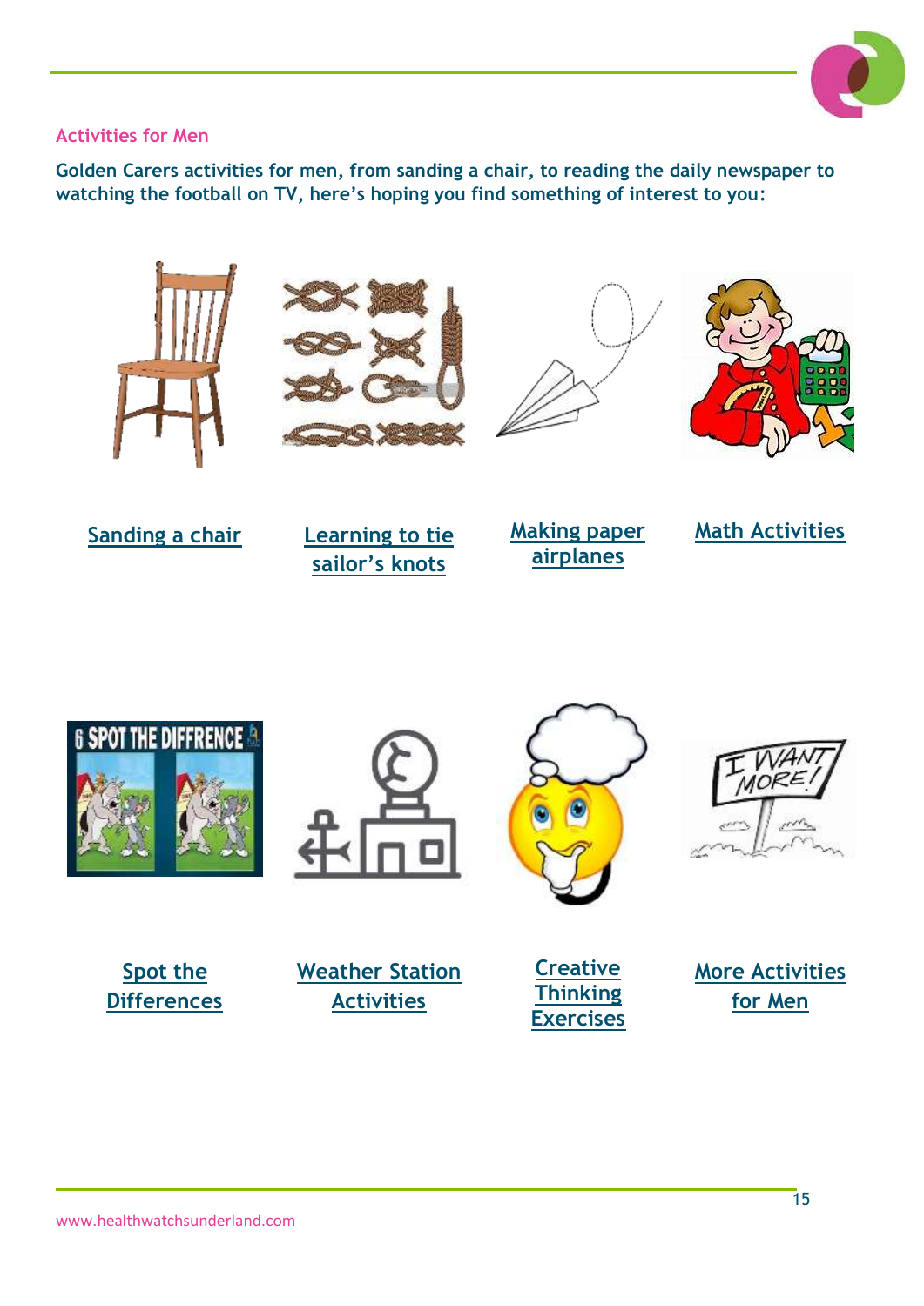## Activities for Men

**Golden Carers activities for men, from sanding a chair, to reading the daily newspaper to watching the football on TV, here's hoping you find something of interest to you:**

- Sanding a chair
- Learning to tie sailor's knots
- Making paper airplanes
- Math Activities
- Spot the Differences
- Weather Station Activities
- Creative Thinking Exercises
- More Activities for Men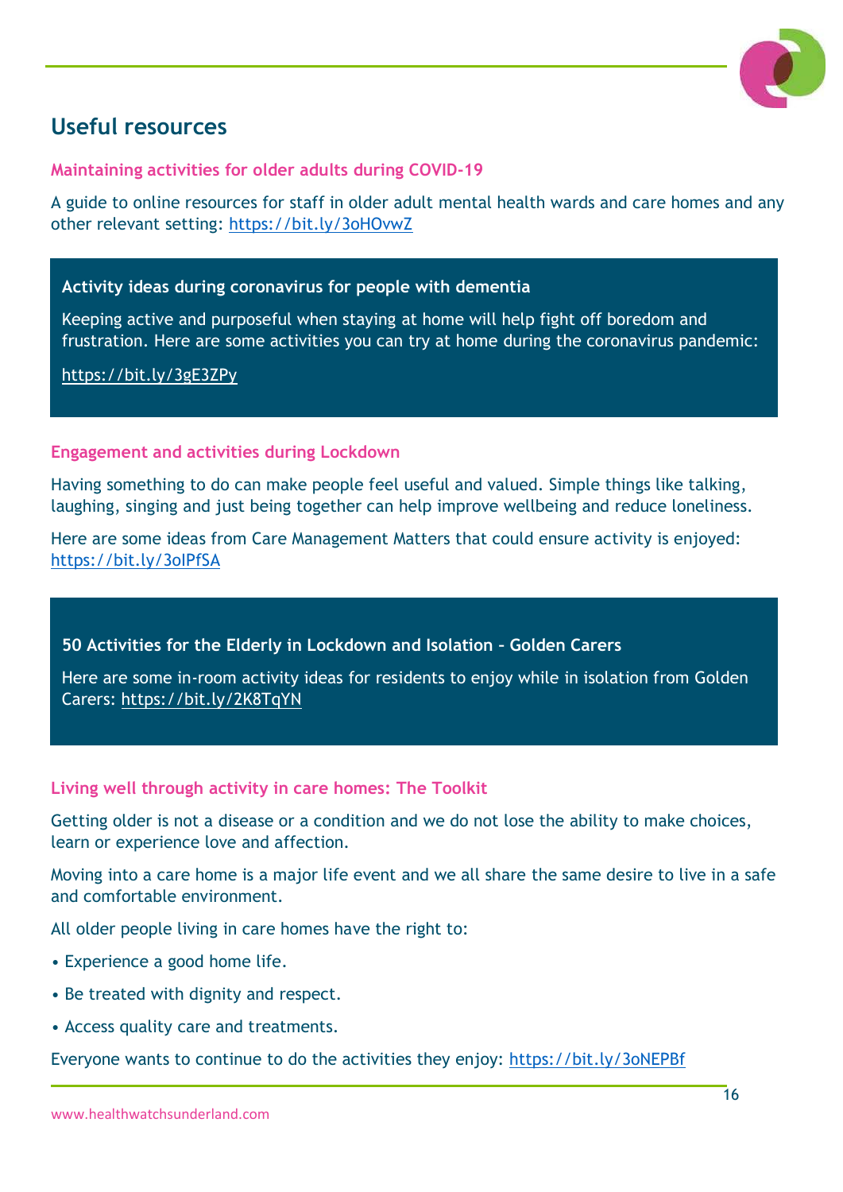## Useful resources

### Maintaining activities for older adults during COVID-19

A guide to online resources for staff in older adult mental health wards and care homes and any other relevant setting: https://bit.ly/3oHOvwZ

**Activity ideas during coronavirus for people with dementia**

Keeping active and purposeful when staying at home will help fight off boredom and frustration. Here are some activities you can try at home during the coronavirus pandemic:

https://bit.ly/3gE3ZPy

### Engagement and activities during Lockdown

Having something to do can make people feel useful and valued. Simple things like talking, laughing, singing and just being together can help improve wellbeing and reduce loneliness.

Here are some ideas from Care Management Matters that could ensure activity is enjoyed: https://bit.ly/3oIPfSA

**50 Activities for the Elderly in Lockdown and Isolation – Golden Carers**

Here are some in-room activity ideas for residents to enjoy while in isolation from Golden Carers: https://bit.ly/2K8TqYN

### Living well through activity in care homes: The Toolkit

Getting older is not a disease or a condition and we do not lose the ability to make choices, learn or experience love and affection.

Moving into a care home is a major life event and we all share the same desire to live in a safe and comfortable environment.

All older people living in care homes have the right to:

- Experience a good home life.
- Be treated with dignity and respect.
- Access quality care and treatments.

Everyone wants to continue to do the activities they enjoy: https://bit.ly/3oNEPBf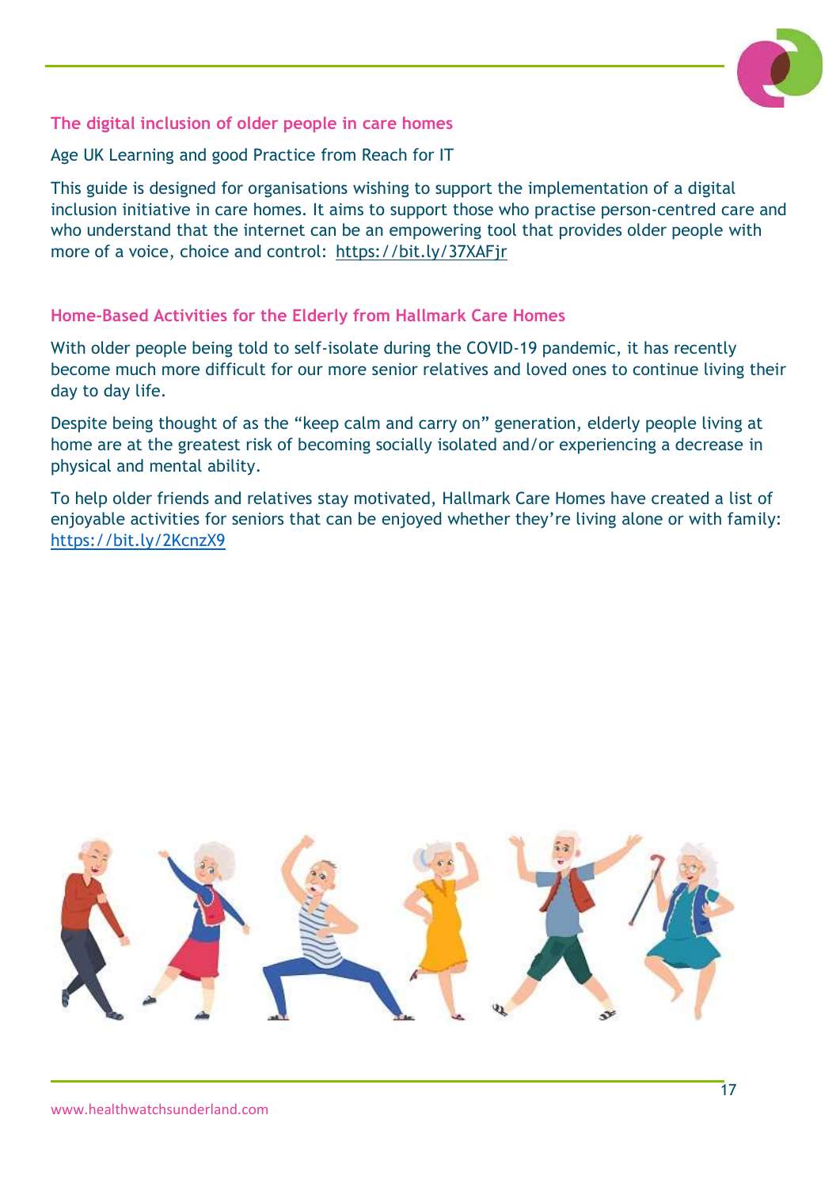### The digital inclusion of older people in care homes

Age UK Learning and good Practice from Reach for IT

This guide is designed for organisations wishing to support the implementation of a digital inclusion initiative in care homes. It aims to support those who practise person-centred care and who understand that the internet can be an empowering tool that provides older people with more of a voice, choice and control: https://bit.ly/37XAFjr

### Home-Based Activities for the Elderly from Hallmark Care Homes

With older people being told to self-isolate during the COVID-19 pandemic, it has recently become much more difficult for our more senior relatives and loved ones to continue living their day to day life.

Despite being thought of as the "keep calm and carry on" generation, elderly people living at home are at the greatest risk of becoming socially isolated and/or experiencing a decrease in physical and mental ability.

To help older friends and relatives stay motivated, Hallmark Care Homes have created a list of enjoyable activities for seniors that can be enjoyed whether they're living alone or with family: https://bit.ly/2KcnzX9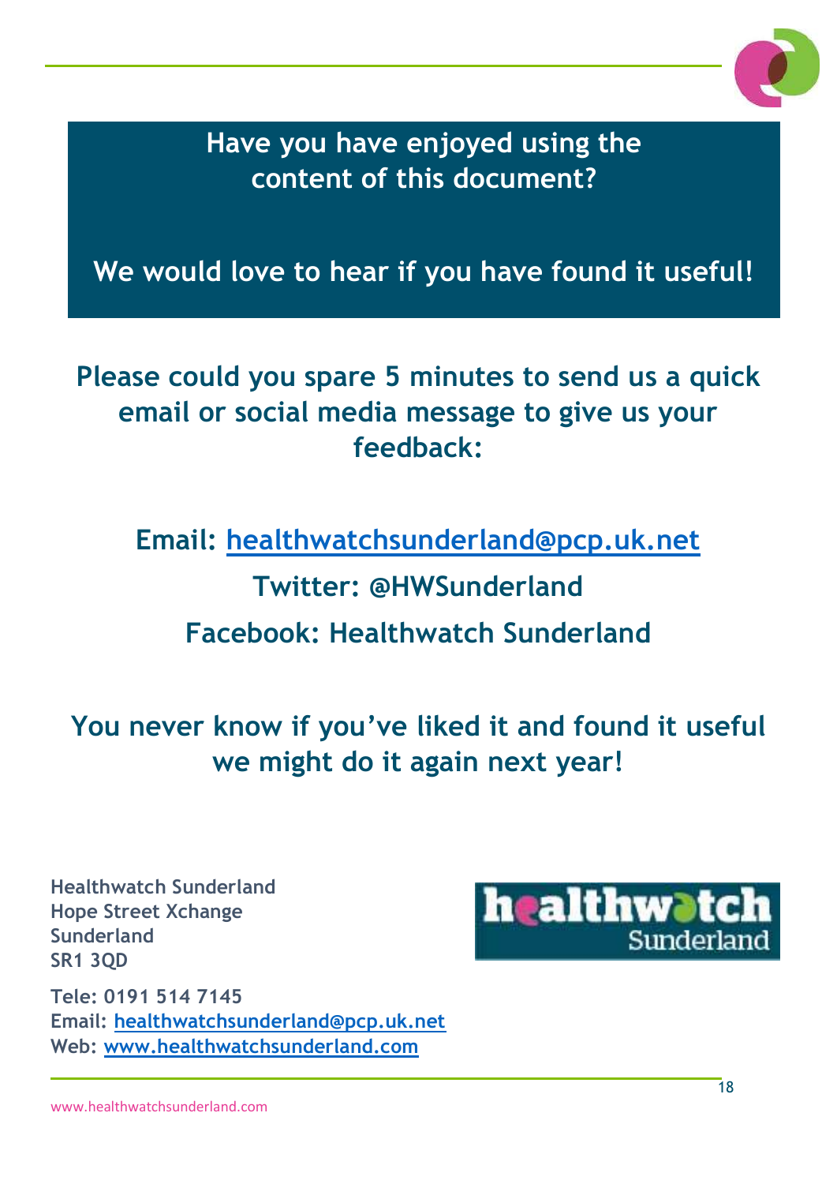**Have you have enjoyed using the content of this document?**

**We would love to hear if you have found it useful!**

**Please could you spare 5 minutes to send us a quick email or social media message to give us your feedback:**

**Email: healthwatchsunderland@pcp.uk.net**

**Twitter: @HWSunderland**

**Facebook: Healthwatch Sunderland**

**You never know if you've liked it and found it useful we might do it again next year!**

**Healthwatch Sunderland**
**Hope Street Xchange**
**Sunderland**
**SR1 3QD**

**Tele: 0191 514 7145**
**Email: healthwatchsunderland@pcp.uk.net**
**Web: www.healthwatchsunderland.com**